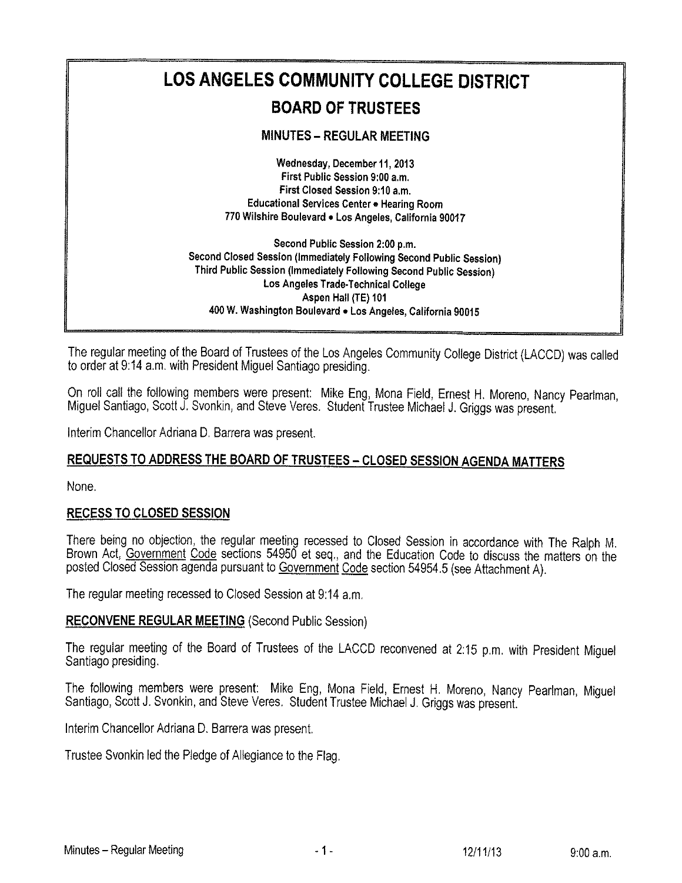# LOS ANGELES COMMUNITY COLLEGE DISTRICT

## BOARD OF TRUSTEES

### MINUTES – REGULAR MEETING

**Wednesday, December 11, 2013**
**First Public Session 9:00 a.m.**
**First Closed Session 9:10 a.m.**
**Educational Services Center • Hearing Room**
**770 Wilshire Boulevard • Los Angeles, California 90017**

**Second Public Session 2:00 p.m.**
**Second Closed Session (Immediately Following Second Public Session)**
**Third Public Session (Immediately Following Second Public Session)**
**Los Angeles Trade-Technical College**
**Aspen Hall (TE) 101**
**400 W. Washington Boulevard • Los Angeles, California 90015**

The regular meeting of the Board of Trustees of the Los Angeles Community College District (LACCD) was called to order at 9:14 a.m. with President Miguel Santiago presiding.

On roll call the following members were present: Mike Eng, Mona Field, Ernest H. Moreno, Nancy Pearlman, Miguel Santiago, Scott J. Svonkin, and Steve Veres. Student Trustee Michael J. Griggs was present.

Interim Chancellor Adriana D. Barrera was present.

**REQUESTS TO ADDRESS THE BOARD OF TRUSTEES – CLOSED SESSION AGENDA MATTERS**

None.

**RECESS TO CLOSED SESSION**

There being no objection, the regular meeting recessed to Closed Session in accordance with The Ralph M. Brown Act, Government Code sections 54950 et seq., and the Education Code to discuss the matters on the posted Closed Session agenda pursuant to Government Code section 54954.5 (see Attachment A).

The regular meeting recessed to Closed Session at 9:14 a.m.

**RECONVENE REGULAR MEETING** (Second Public Session)

The regular meeting of the Board of Trustees of the LACCD reconvened at 2:15 p.m. with President Miguel Santiago presiding.

The following members were present: Mike Eng, Mona Field, Ernest H. Moreno, Nancy Pearlman, Miguel Santiago, Scott J. Svonkin, and Steve Veres. Student Trustee Michael J. Griggs was present.

Interim Chancellor Adriana D. Barrera was present.

Trustee Svonkin led the Pledge of Allegiance to the Flag.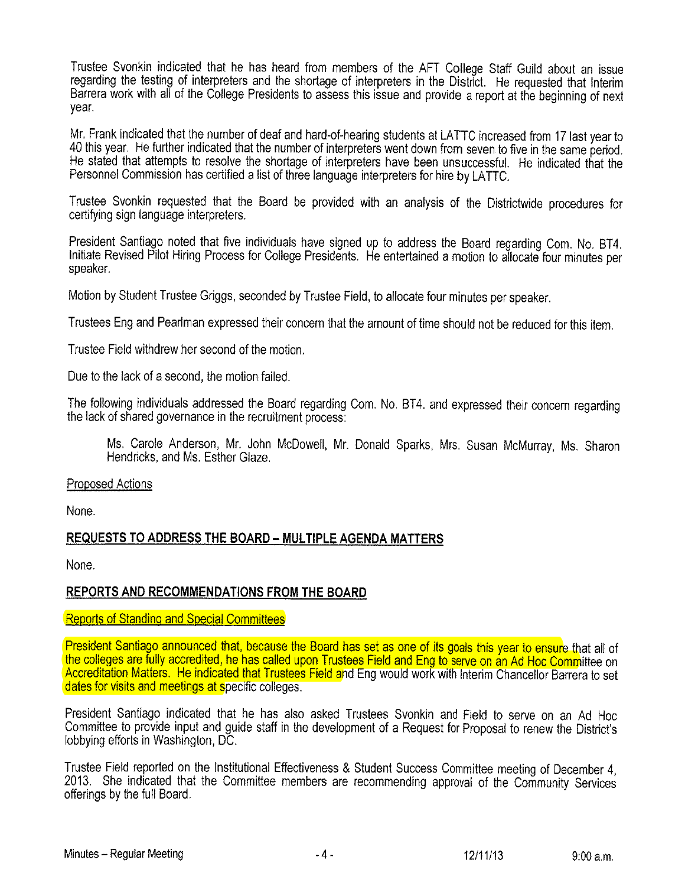Trustee Svonkin indicated that he has heard from members of the AFT College Staff Guild about an issue regarding the testing of interpreters and the shortage of interpreters in the District. He requested that Interim Barrera work with all of the College Presidents to assess this issue and provide a report at the beginning of next year.

Mr. Frank indicated that the number of deaf and hard-of-hearing students at LATTC increased from 17 last year to 40 this year. He further indicated that the number of interpreters went down from seven to five in the same period. He stated that attempts to resolve the shortage of interpreters have been unsuccessful. He indicated that the Personnel Commission has certified a list of three language interpreters for hire by LATTC.

Trustee Svonkin requested that the Board be provided with an analysis of the Districtwide procedures for certifying sign language interpreters.

President Santiago noted that five individuals have signed up to address the Board regarding Com. No. BT4. Initiate Revised Pilot Hiring Process for College Presidents. He entertained a motion to allocate four minutes per speaker.

Motion by Student Trustee Griggs, seconded by Trustee Field, to allocate four minutes per speaker.

Trustees Eng and Pearlman expressed their concern that the amount of time should not be reduced for this item.

Trustee Field withdrew her second of the motion.

Due to the lack of a second, the motion failed.

The following individuals addressed the Board regarding Com. No. BT4. and expressed their concern regarding the lack of shared governance in the recruitment process:

> Ms. Carole Anderson, Mr. John McDowell, Mr. Donald Sparks, Mrs. Susan McMurray, Ms. Sharon Hendricks, and Ms. Esther Glaze.

Proposed Actions

None.

## REQUESTS TO ADDRESS THE BOARD – MULTIPLE AGENDA MATTERS

None.

## REPORTS AND RECOMMENDATIONS FROM THE BOARD

Reports of Standing and Special Committees

President Santiago announced that, because the Board has set as one of its goals this year to ensure that all of the colleges are fully accredited, he has called upon Trustees Field and Eng to serve on an Ad Hoc Committee on Accreditation Matters. He indicated that Trustees Field and Eng would work with Interim Chancellor Barrera to set dates for visits and meetings at specific colleges.

President Santiago indicated that he has also asked Trustees Svonkin and Field to serve on an Ad Hoc Committee to provide input and guide staff in the development of a Request for Proposal to renew the District's lobbying efforts in Washington, DC.

Trustee Field reported on the Institutional Effectiveness & Student Success Committee meeting of December 4, 2013. She indicated that the Committee members are recommending approval of the Community Services offerings by the full Board.